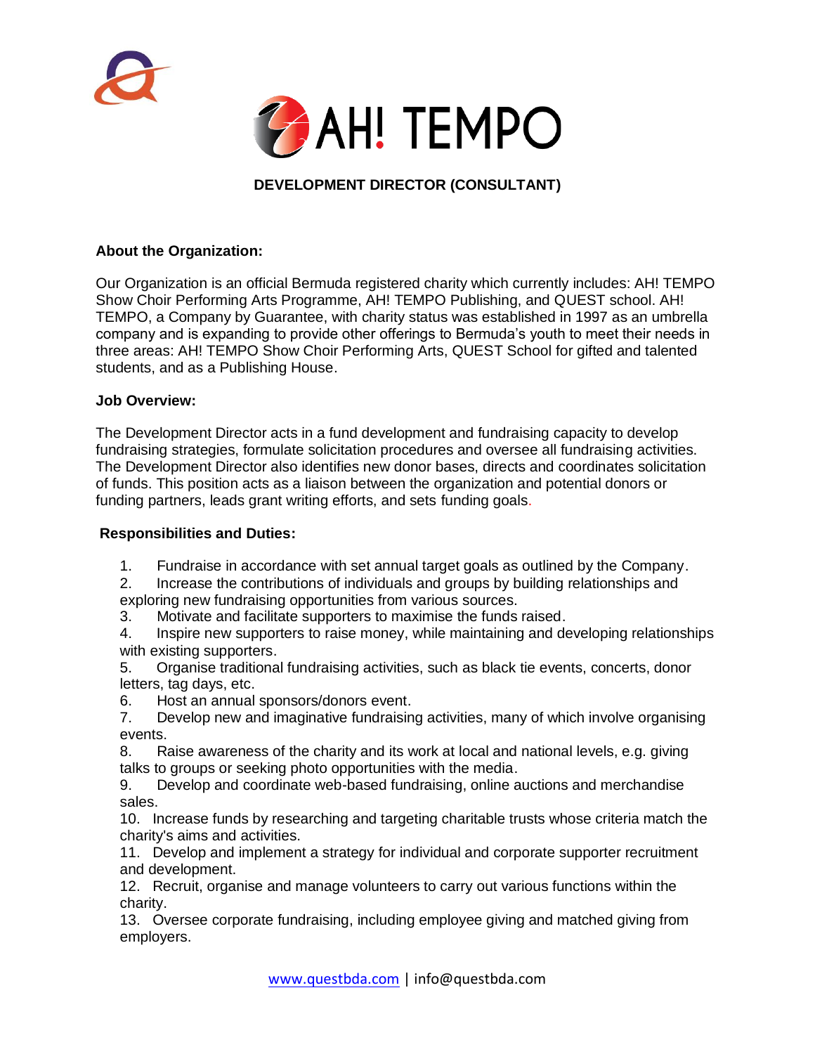AH! TEMPO

# DEVELOPMENT DIRECTOR (CONSULTANT)

**About the Organization:**

Our Organization is an official Bermuda registered charity which currently includes: AH! TEMPO Show Choir Performing Arts Programme, AH! TEMPO Publishing, and QUEST school. AH! TEMPO, a Company by Guarantee, with charity status was established in 1997 as an umbrella company and is expanding to provide other offerings to Bermuda's youth to meet their needs in three areas: AH! TEMPO Show Choir Performing Arts, QUEST School for gifted and talented students, and as a Publishing House.

**Job Overview:**

The Development Director acts in a fund development and fundraising capacity to develop fundraising strategies, formulate solicitation procedures and oversee all fundraising activities. The Development Director also identifies new donor bases, directs and coordinates solicitation of funds. This position acts as a liaison between the organization and potential donors or funding partners, leads grant writing efforts, and sets funding goals.

**Responsibilities and Duties:**

1. Fundraise in accordance with set annual target goals as outlined by the Company.
2. Increase the contributions of individuals and groups by building relationships and exploring new fundraising opportunities from various sources.
3. Motivate and facilitate supporters to maximise the funds raised.
4. Inspire new supporters to raise money, while maintaining and developing relationships with existing supporters.
5. Organise traditional fundraising activities, such as black tie events, concerts, donor letters, tag days, etc.
6. Host an annual sponsors/donors event.
7. Develop new and imaginative fundraising activities, many of which involve organising events.
8. Raise awareness of the charity and its work at local and national levels, e.g. giving talks to groups or seeking photo opportunities with the media.
9. Develop and coordinate web-based fundraising, online auctions and merchandise sales.
10. Increase funds by researching and targeting charitable trusts whose criteria match the charity's aims and activities.
11. Develop and implement a strategy for individual and corporate supporter recruitment and development.
12. Recruit, organise and manage volunteers to carry out various functions within the charity.
13. Oversee corporate fundraising, including employee giving and matched giving from employers.

www.questbda.com | info@questbda.com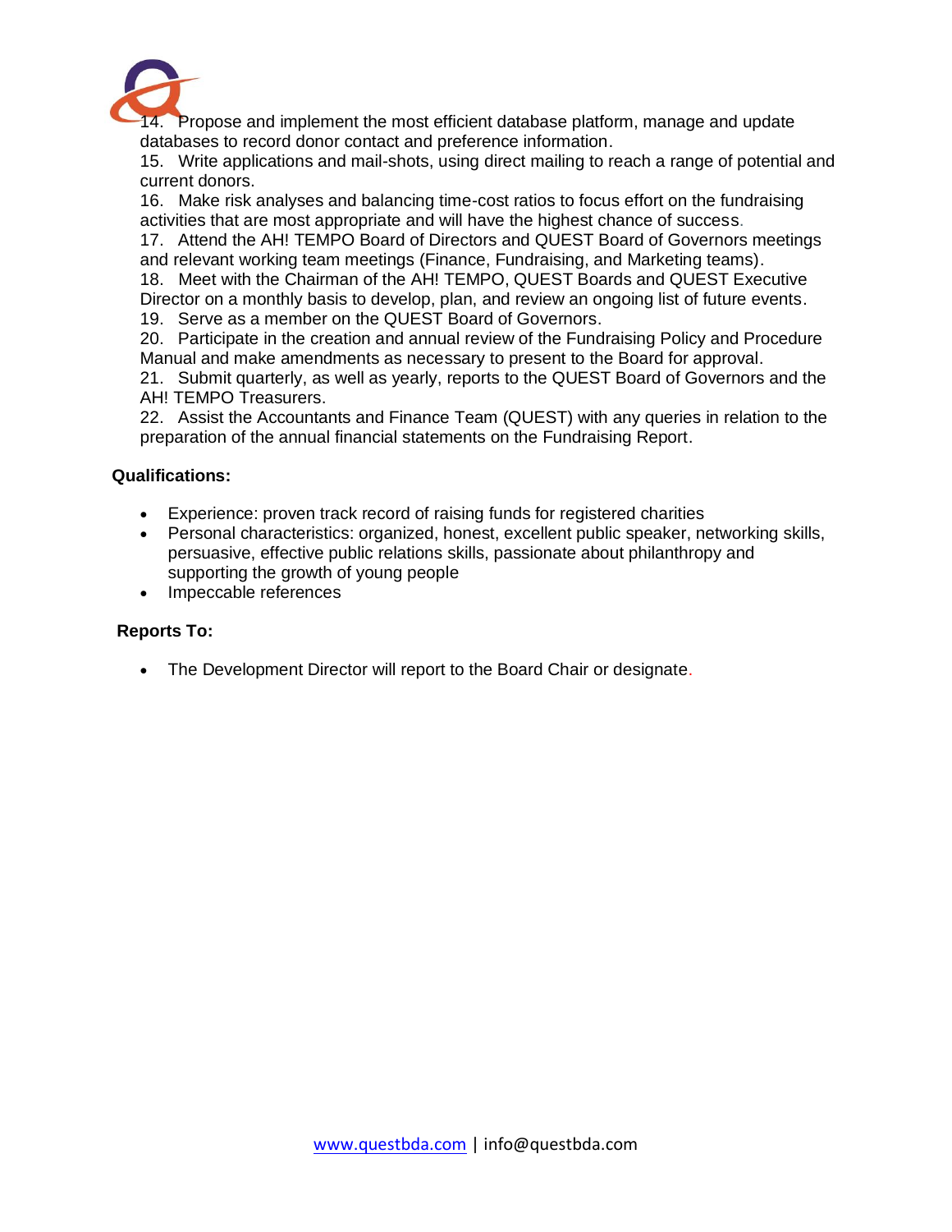14. Propose and implement the most efficient database platform, manage and update databases to record donor contact and preference information.
15. Write applications and mail-shots, using direct mailing to reach a range of potential and current donors.
16. Make risk analyses and balancing time-cost ratios to focus effort on the fundraising activities that are most appropriate and will have the highest chance of success.
17. Attend the AH! TEMPO Board of Directors and QUEST Board of Governors meetings and relevant working team meetings (Finance, Fundraising, and Marketing teams).
18. Meet with the Chairman of the AH! TEMPO, QUEST Boards and QUEST Executive Director on a monthly basis to develop, plan, and review an ongoing list of future events.
19. Serve as a member on the QUEST Board of Governors.
20. Participate in the creation and annual review of the Fundraising Policy and Procedure Manual and make amendments as necessary to present to the Board for approval.
21. Submit quarterly, as well as yearly, reports to the QUEST Board of Governors and the AH! TEMPO Treasurers.
22. Assist the Accountants and Finance Team (QUEST) with any queries in relation to the preparation of the annual financial statements on the Fundraising Report.

**Qualifications:**

- Experience: proven track record of raising funds for registered charities
- Personal characteristics: organized, honest, excellent public speaker, networking skills, persuasive, effective public relations skills, passionate about philanthropy and supporting the growth of young people
- Impeccable references

**Reports To:**

- The Development Director will report to the Board Chair or designate.